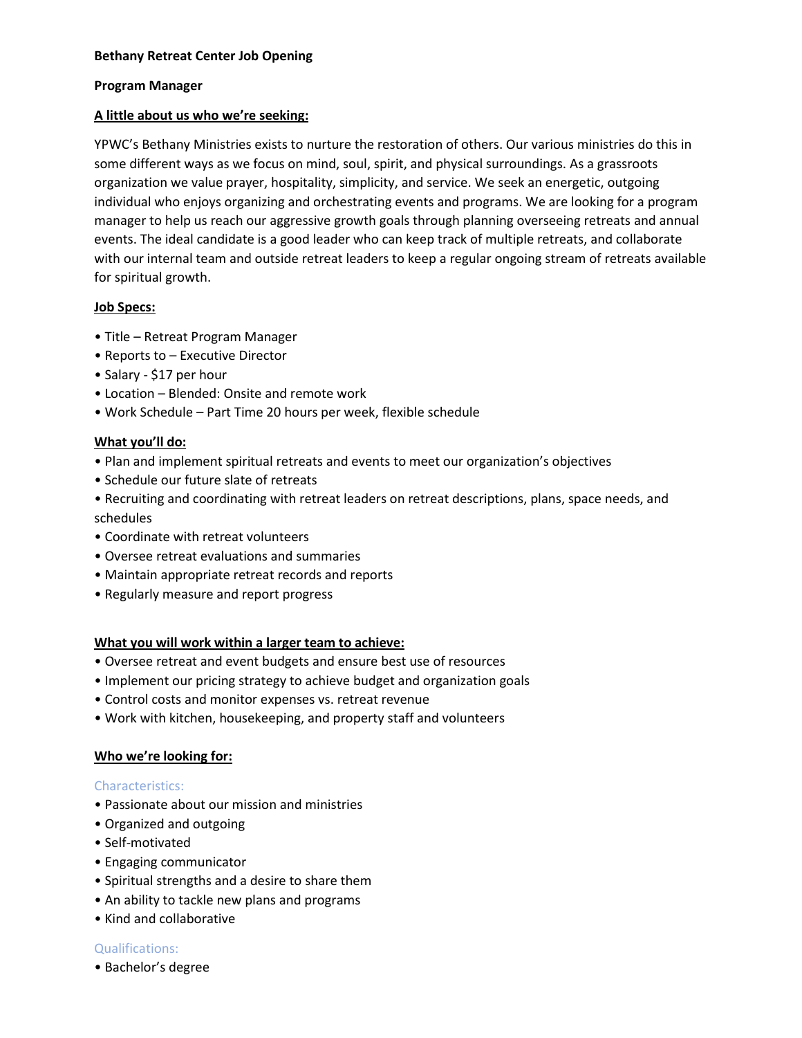**Bethany Retreat Center Job Opening**

**Program Manager**

**A little about us who we're seeking:**

YPWC's Bethany Ministries exists to nurture the restoration of others. Our various ministries do this in some different ways as we focus on mind, soul, spirit, and physical surroundings. As a grassroots organization we value prayer, hospitality, simplicity, and service. We seek an energetic, outgoing individual who enjoys organizing and orchestrating events and programs. We are looking for a program manager to help us reach our aggressive growth goals through planning overseeing retreats and annual events. The ideal candidate is a good leader who can keep track of multiple retreats, and collaborate with our internal team and outside retreat leaders to keep a regular ongoing stream of retreats available for spiritual growth.

**Job Specs:**

- Title – Retreat Program Manager
- Reports to – Executive Director
- Salary - $17 per hour
- Location – Blended: Onsite and remote work
- Work Schedule – Part Time 20 hours per week, flexible schedule

**What you'll do:**

- Plan and implement spiritual retreats and events to meet our organization's objectives
- Schedule our future slate of retreats
- Recruiting and coordinating with retreat leaders on retreat descriptions, plans, space needs, and schedules
- Coordinate with retreat volunteers
- Oversee retreat evaluations and summaries
- Maintain appropriate retreat records and reports
- Regularly measure and report progress

**What you will work within a larger team to achieve:**

- Oversee retreat and event budgets and ensure best use of resources
- Implement our pricing strategy to achieve budget and organization goals
- Control costs and monitor expenses vs. retreat revenue
- Work with kitchen, housekeeping, and property staff and volunteers

**Who we're looking for:**

Characteristics:

- Passionate about our mission and ministries
- Organized and outgoing
- Self-motivated
- Engaging communicator
- Spiritual strengths and a desire to share them
- An ability to tackle new plans and programs
- Kind and collaborative

Qualifications:

- Bachelor's degree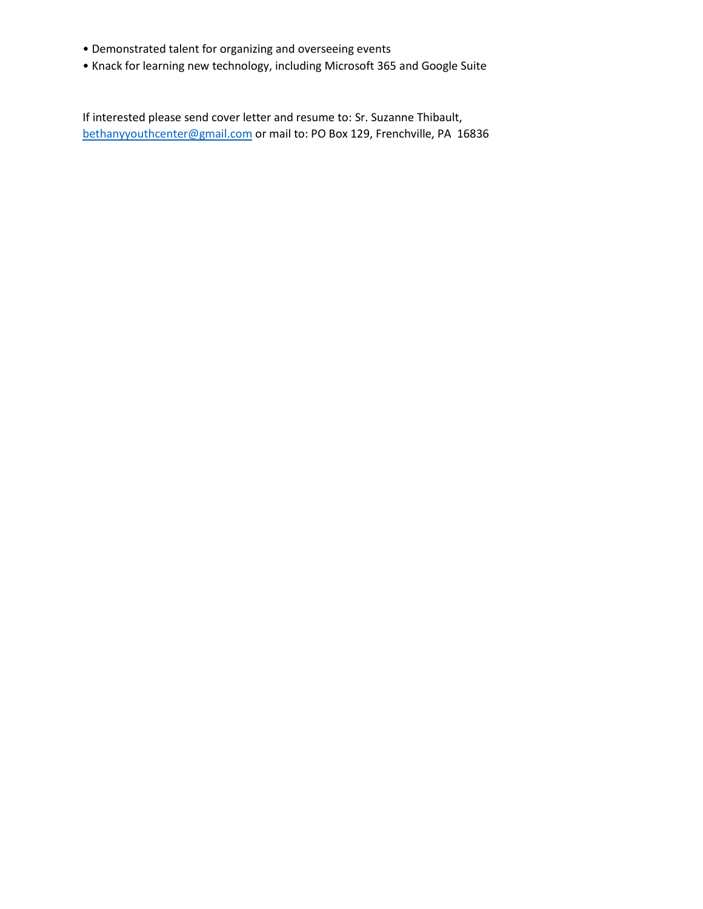- Demonstrated talent for organizing and overseeing events
- Knack for learning new technology, including Microsoft 365 and Google Suite

If interested please send cover letter and resume to: Sr. Suzanne Thibault, bethanyyouthcenter@gmail.com or mail to: PO Box 129, Frenchville, PA 16836